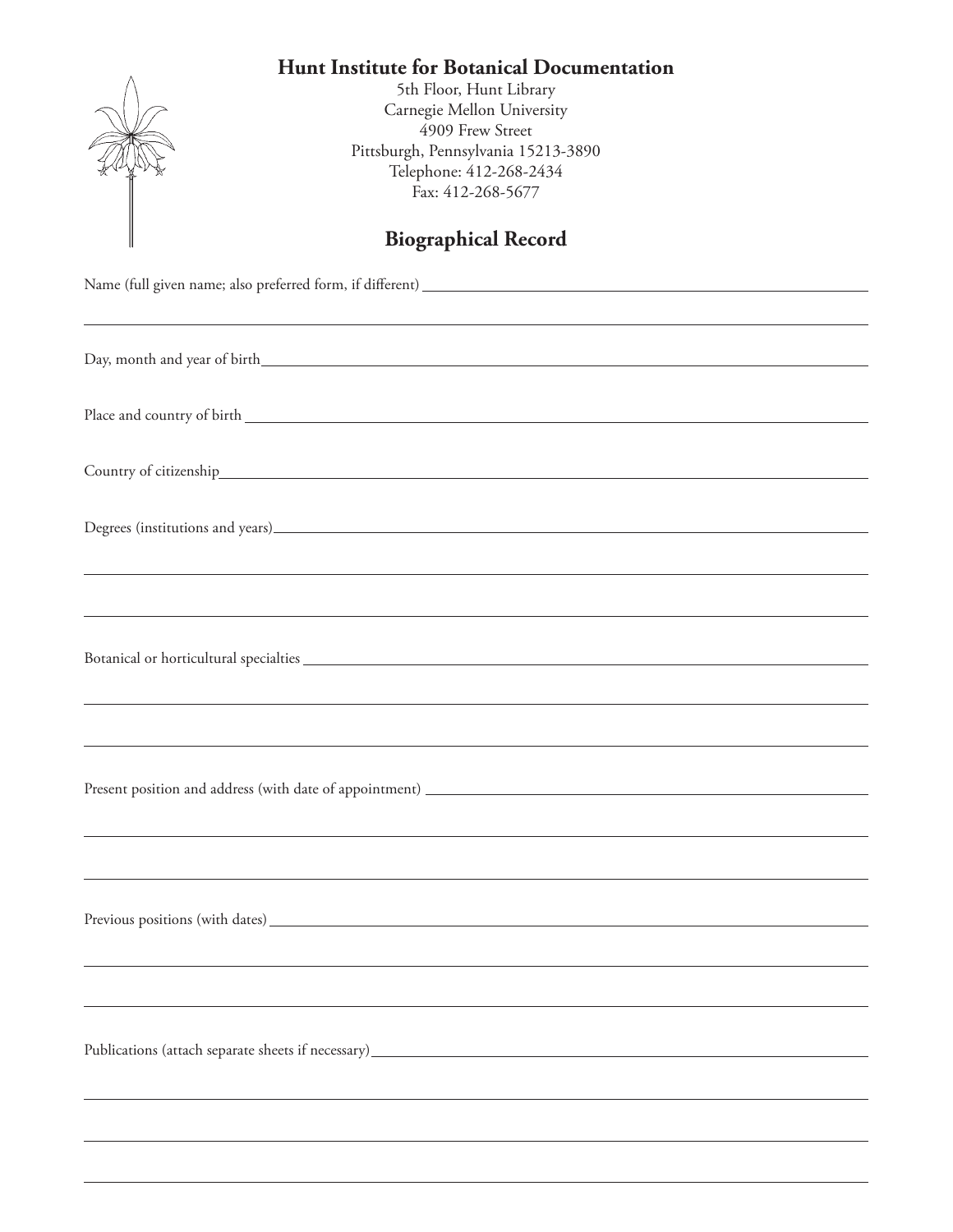# Hunt Institute for Botanical Documentation

5th Floor, Hunt Library
Carnegie Mellon University
4909 Frew Street
Pittsburgh, Pennsylvania 15213-3890
Telephone: 412-268-2434
Fax: 412-268-5677

## Biographical Record

Name (full given name; also preferred form, if different) \_\_\_\_\_\_\_\_\_\_\_\_\_\_\_\_\_\_\_\_

\_\_\_\_\_\_\_\_\_\_\_\_\_\_\_\_\_\_\_\_

Day, month and year of birth \_\_\_\_\_\_\_\_\_\_\_\_\_\_\_\_\_\_\_\_

Place and country of birth \_\_\_\_\_\_\_\_\_\_\_\_\_\_\_\_\_\_\_\_

Country of citizenship \_\_\_\_\_\_\_\_\_\_\_\_\_\_\_\_\_\_\_\_

Degrees (institutions and years) \_\_\_\_\_\_\_\_\_\_\_\_\_\_\_\_\_\_\_\_

\_\_\_\_\_\_\_\_\_\_\_\_\_\_\_\_\_\_\_\_

\_\_\_\_\_\_\_\_\_\_\_\_\_\_\_\_\_\_\_\_

Botanical or horticultural specialties \_\_\_\_\_\_\_\_\_\_\_\_\_\_\_\_\_\_\_\_

\_\_\_\_\_\_\_\_\_\_\_\_\_\_\_\_\_\_\_\_

\_\_\_\_\_\_\_\_\_\_\_\_\_\_\_\_\_\_\_\_

Present position and address (with date of appointment) \_\_\_\_\_\_\_\_\_\_\_\_\_\_\_\_\_\_\_\_

\_\_\_\_\_\_\_\_\_\_\_\_\_\_\_\_\_\_\_\_

\_\_\_\_\_\_\_\_\_\_\_\_\_\_\_\_\_\_\_\_

Previous positions (with dates) \_\_\_\_\_\_\_\_\_\_\_\_\_\_\_\_\_\_\_\_

\_\_\_\_\_\_\_\_\_\_\_\_\_\_\_\_\_\_\_\_

\_\_\_\_\_\_\_\_\_\_\_\_\_\_\_\_\_\_\_\_

Publications (attach separate sheets if necessary) \_\_\_\_\_\_\_\_\_\_\_\_\_\_\_\_\_\_\_\_

\_\_\_\_\_\_\_\_\_\_\_\_\_\_\_\_\_\_\_\_

\_\_\_\_\_\_\_\_\_\_\_\_\_\_\_\_\_\_\_\_

\_\_\_\_\_\_\_\_\_\_\_\_\_\_\_\_\_\_\_\_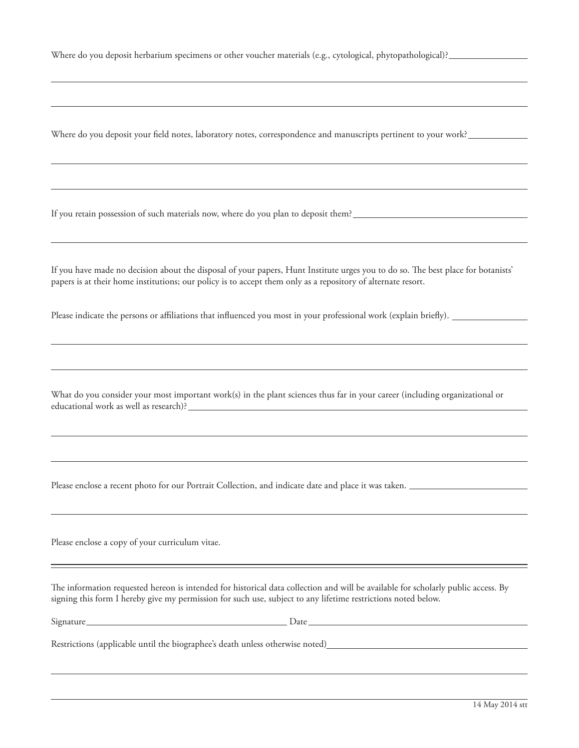Where do you deposit herbarium specimens or other voucher materials (e.g., cytological, phytopathological)?

Where do you deposit your field notes, laboratory notes, correspondence and manuscripts pertinent to your work?

If you retain possession of such materials now, where do you plan to deposit them?

If you have made no decision about the disposal of your papers, Hunt Institute urges you to do so. The best place for botanists' papers is at their home institutions; our policy is to accept them only as a repository of alternate resort.

Please indicate the persons or affiliations that influenced you most in your professional work (explain briefly).

What do you consider your most important work(s) in the plant sciences thus far in your career (including organizational or educational work as well as research)?

Please enclose a recent photo for our Portrait Collection, and indicate date and place it was taken.

Please enclose a copy of your curriculum vitae.

---

The information requested hereon is intended for historical data collection and will be available for scholarly public access. By signing this form I hereby give my permission for such use, subject to any lifetime restrictions noted below.

Signature \_\_\_\_\_\_\_\_\_\_\_\_\_\_\_\_\_\_\_\_ Date \_\_\_\_\_\_\_\_\_\_\_\_\_\_\_\_\_\_\_\_

Restrictions (applicable until the biographee's death unless otherwise noted)

14 May 2014 stt